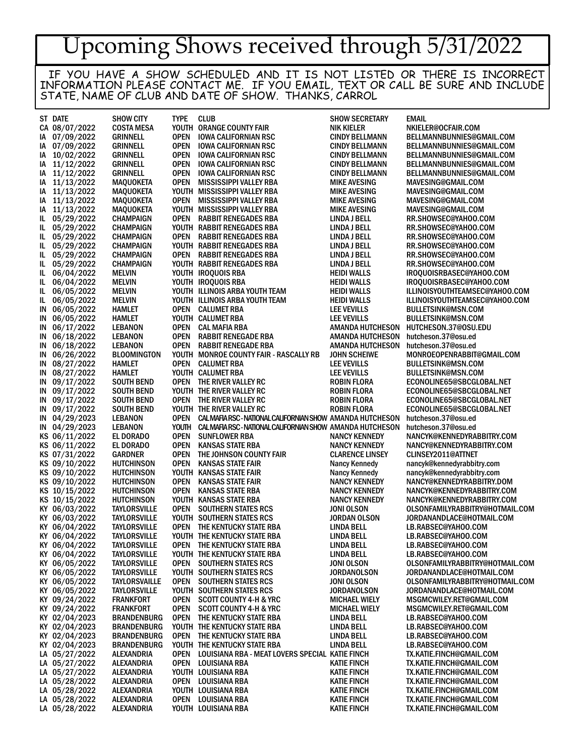# Upcoming Shows received through 5/31/2022

IF YOU HAVE A SHOW SCHEDULED AND IT IS NOT LISTED OR THERE IS INCORRECT INFORMATION PLEASE CONTACT ME. IF YOU EMAIL, TEXT OR CALL BE SURE AND INCLUDE STATE, NAME OF CLUB AND DATE OF SHOW. THANKS, CARROL

| ST | DATE | SHOW CITY | TYPE | CLUB | SHOW SECRETARY | EMAIL |
|---|---|---|---|---|---|---|
| CA | 08/07/2022 | COSTA MESA | YOUTH | ORANGE COUNTY FAIR | NIK KIELER | NKIELER@OCFAIR.COM |
| IA | 07/09/2022 | GRINNELL | OPEN | IOWA CALIFORNIAN RSC | CINDY BELLMANN | BELLMANNBUNNIES@GMAIL.COM |
| IA | 07/09/2022 | GRINNELL | OPEN | IOWA CALIFORNIAN RSC | CINDY BELLMANN | BELLMANNBUNNIES@GMAIL.COM |
| IA | 10/02/2022 | GRINNELL | OPEN | IOWA CALIFORNIAN RSC | CINDY BELLMANN | BELLMANNBUNNIES@GMAIL.COM |
| IA | 11/12/2022 | GRINNELL | OPEN | IOWA CALIFORNIAN RSC | CINDY BELLMANN | BELLMANNBUNNIES@GMAIL.COM |
| IA | 11/12/2022 | GRINNELL | OPEN | IOWA CALIFORNIAN RSC | CINDY BELLMANN | BELLMANNBUNNIES@GMAIL.COM |
| IA | 11/13/2022 | MAQUOKETA | OPEN | MISSISSIPPI VALLEY RBA | MIKE AVESING | MAVESING@GMAIL.COM |
| IA | 11/13/2022 | MAQUOKETA | YOUTH | MISSISSIPPI VALLEY RBA | MIKE AVESING | MAVESING@GMAIL.COM |
| IA | 11/13/2022 | MAQUOKETA | OPEN | MISSISSIPPI VALLEY RBA | MIKE AVESING | MAVESING@GMAIL.COM |
| IA | 11/13/2022 | MAQUOKETA | YOUTH | MISSISSIPPI VALLEY RBA | MIKE AVESING | MAVESING@GMAIL.COM |
| IL | 05/29/2022 | CHAMPAIGN | OPEN | RABBIT RENEGADES RBA | LINDA J BELL | RR.SHOWSEC@YAHOO.COM |
| IL | 05/29/2022 | CHAMPAIGN | YOUTH | RABBIT RENEGADES RBA | LINDA J BELL | RR.SHOWSEC@YAHOO.COM |
| IL | 05/29/2022 | CHAMPAIGN | OPEN | RABBIT RENEGADES RBA | LINDA J BELL | RR.SHOWSEC@YAHOO.COM |
| IL | 05/29/2022 | CHAMPAIGN | YOUTH | RABBIT RENEGADES RBA | LINDA J BELL | RR.SHOWSEC@YAHOO.COM |
| IL | 05/29/2022 | CHAMPAIGN | OPEN | RABBIT RENEGADES RBA | LINDA J BELL | RR.SHOWSEC@YAHOO.COM |
| IL | 05/29/2022 | CHAMPAIGN | YOUTH | RABBIT RENEGADES RBA | LINDA J BELL | RR.SHOWSEC@YAHOO.COM |
| IL | 06/04/2022 | MELVIN | YOUTH | IROQUOIS RBA | HEIDI WALLS | IROQUOISRBASEC@YAHOO.COM |
| IL | 06/04/2022 | MELVIN | YOUTH | IROQUOIS RBA | HEIDI WALLS | IROQUOISRBASEC@YAHOO.COM |
| IL | 06/05/2022 | MELVIN | YOUTH | ILLINOIS ARBA YOUTH TEAM | HEIDI WALLS | ILLINOISYOUTHTEAMSEC@YAHOO.COM |
| IL | 06/05/2022 | MELVIN | YOUTH | ILLINOIS ARBA YOUTH TEAM | HEIDI WALLS | ILLINOISYOUTHTEAMSEC@YAHOO.COM |
| IN | 06/05/2022 | HAMLET | OPEN | CALUMET RBA | LEE VEVILLS | BULLETSINK@MSN.COM |
| IN | 06/05/2022 | HAMLET | YOUTH | CALUMET RBA | LEE VEVILLS | BULLETSINK@MSN.COM |
| IN | 06/17/2022 | LEBANON | OPEN | CAL MAFIA RBA | AMANDA HUTCHESON | HUTCHESON.37@OSU.EDU |
| IN | 06/18/2022 | LEBANON | OPEN | RABBIT RENEGADE RBA | AMANDA HUTCHESON | hutcheson.37@osu.ed |
| IN | 06/18/2022 | LEBANON | OPEN | RABBIT RENEGADE RBA | AMANDA HUTCHESON | hutcheson.37@osu.ed |
| IN | 06/26/2022 | BLOOMINGTON | YOUTH | MONROE COUNTY FAIR - RASCALLY RB | JOHN SCHEIWE | MONROEOPENRABBIT@GMAIL.COM |
| IN | 08/27/2022 | HAMLET | OPEN | CALUMET RBA | LEE VEVILLS | BULLETSINK@MSN.COM |
| IN | 08/27/2022 | HAMLET | YOUTH | CALUMET RBA | LEE VEVILLS | BULLETSINK@MSN.COM |
| IN | 09/17/2022 | SOUTH BEND | OPEN | THE RIVER VALLEY RC | ROBIN FLORA | ECONOLINE65@SBCGLOBAL.NET |
| IN | 09/17/2022 | SOUTH BEND | YOUTH | THE RIVER VALLEY RC | ROBIN FLORA | ECONOLINE65@SBCGLOBAL.NET |
| IN | 09/17/2022 | SOUTH BEND | OPEN | THE RIVER VALLEY RC | ROBIN FLORA | ECONOLINE65@SBCGLOBAL.NET |
| IN | 09/17/2022 | SOUTH BEND | YOUTH | THE RIVER VALLEY RC | ROBIN FLORA | ECONOLINE65@SBCGLOBAL.NET |
| IN | 04/29/2023 | LEBANON | OPEN | CAL MAFIA RSC - NATIONAL CALIFORNIAN SHOW | AMANDA HUTCHESON | hutcheson.37@osu.ed |
| IN | 04/29/2023 | LEBANON | YOUTH | CAL MAFIA RSC - NATIONAL CALIFORNIAN SHOW | AMANDA HUTCHESON | hutcheson.37@osu.ed |
| KS | 06/11/2022 | EL DORADO | OPEN | SUNFLOWER RBA | NANCY KENNEDY | NANCYK@KENNEDYRABBITRY.COM |
| KS | 06/11/2022 | EL DORADO | OPEN | KANSAS STATE RBA | NANCY KENNEDY | NANCY@KENNEDYRABBITRY.COM |
| KS | 07/31/2022 | GARDNER | OPEN | THE JOHNSON COUNTY FAIR | CLARENCE LINSEY | CLINSEY2011@ATTNET |
| KS | 09/10/2022 | HUTCHINSON | OPEN | KANSAS STATE FAIR | Nancy Kennedy | nancyk@kennedyrabbitry.com |
| KS | 09/10/2022 | HUTCHINSON | YOUTH | KANSAS STATE FAIR | Nancy Kennedy | nancyk@kennedyrabbitry.com |
| KS | 09/10/2022 | HUTCHINSON | OPEN | KANSAS STATE FAIR | NANCY KENNEDY | NANCY@KENNEDYRABBITRY.DOM |
| KS | 10/15/2022 | HUTCHINSON | OPEN | KANSAS STATE RBA | NANCY KENNEDY | NANCYK@KENNEDYRABBITRY.COM |
| KS | 10/15/2022 | HUTCHINSON | YOUTH | KANSAS STATE RBA | NANCY KENNEDY | NANCYK@KENNEDYRABBITRY.COM |
| KY | 06/03/2022 | TAYLORSVILLE | OPEN | SOUTHERN STATES RCS | JONI OLSON | OLSONFAMILYRABBITRY@HOTMAIL.COM |
| KY | 06/03/2022 | TAYLORSVILLE | YOUTH | SOUTHERN STATES RCS | JORDAN OLSON | JORDANANDLACE@HOTMAIL.COM |
| KY | 06/04/2022 | TAYLORSVILLE | OPEN | THE KENTUCKY STATE RBA | LINDA BELL | LB.RABSEC@YAHOO.COM |
| KY | 06/04/2022 | TAYLORSVILLE | YOUTH | THE KENTUCKY STATE RBA | LINDA BELL | LB.RABSEC@YAHOO.COM |
| KY | 06/04/2022 | TAYLORSVILLE | OPEN | THE KENTUCKY STATE RBA | LINDA BELL | LB.RABSEC@YAHOO.COM |
| KY | 06/04/2022 | TAYLORSVILLE | YOUTH | THE KENTUCKY STATE RBA | LINDA BELL | LB.RABSEC@YAHOO.COM |
| KY | 06/05/2022 | TAYLORSVILLE | OPEN | SOUTHERN STATES RCS | JONI OLSON | OLSONFAMILYRABBITRY@HOTMAIL.COM |
| KY | 06/05/2022 | TAYLORSVILLE | YOUTH | SOUTHERN STATES RCS | JORDANOLSON | JORDANANDLACE@HOTMAIL.COM |
| KY | 06/05/2022 | TAYLORSVAILLE | OPEN | SOUTHERN STATES RCS | JONI OLSON | OLSONFAMILYRABBITRY@HOTMAIL.COM |
| KY | 06/05/2022 | TAYLORSVILLE | YOUTH | SOUTHERN STATES RCS | JORDANOLSON | JORDANANDLACE@HOTMAIL.COM |
| KY | 09/24/2022 | FRANKFORT | OPEN | SCOTT COUNTY 4-H & YRC | MICHAEL WIELY | MSGMCWILEY.RET@GMAIL.COM |
| KY | 09/24/2022 | FRANKFORT | OPEN | SCOTT COUNTY 4-H & YRC | MICHAEL WIELY | MSGMCWILEY.RET@GMAIL.COM |
| KY | 02/04/2023 | BRANDENBURG | OPEN | THE KENTUCKY STATE RBA | LINDA BELL | LB.RABSEC@YAHOO.COM |
| KY | 02/04/2023 | BRANDENBURG | YOUTH | THE KENTUCKY STATE RBA | LINDA BELL | LB.RABSEC@YAHOO.COM |
| KY | 02/04/2023 | BRANDENBURG | OPEN | THE KENTUCKY STATE RBA | LINDA BELL | LB.RABSEC@YAHOO.COM |
| KY | 02/04/2023 | BRANDENBURG | YOUTH | THE KENTUCKY STATE RBA | LINDA BELL | LB.RABSEC@YAHOO.COM |
| LA | 05/27/2022 | ALEXANDRIA | OPEN | LOUISIANA RBA - MEAT LOVERS SPECIAL | KATIE FINCH | TX.KATIE.FINCH@GMAIL.COM |
| LA | 05/27/2022 | ALEXANDRIA | OPEN | LOUISIANA RBA | KATIE FINCH | TX.KATIE.FINCH@GMAIL.COM |
| LA | 05/27/2022 | ALEXANDRIA | YOUTH | LOUISIANA RBA | KATIE FINCH | TX.KATIE.FINCH@GMAIL.COM |
| LA | 05/28/2022 | ALEXANDRIA | OPEN | LOUISIANA RBA | KATIE FINCH | TX.KATIE.FINCH@GMAIL.COM |
| LA | 05/28/2022 | ALEXANDRIA | YOUTH | LOUISIANA RBA | KATIE FINCH | TX.KATIE.FINCH@GMAIL.COM |
| LA | 05/28/2022 | ALEXANDRIA | OPEN | LOUISIANA RBA | KATIE FINCH | TX.KATIE.FINCH@GMAIL.COM |
| LA | 05/28/2022 | ALEXANDRIA | YOUTH | LOUISIANA RBA | KATIE FINCH | TX.KATIE.FINCH@GMAIL.COM |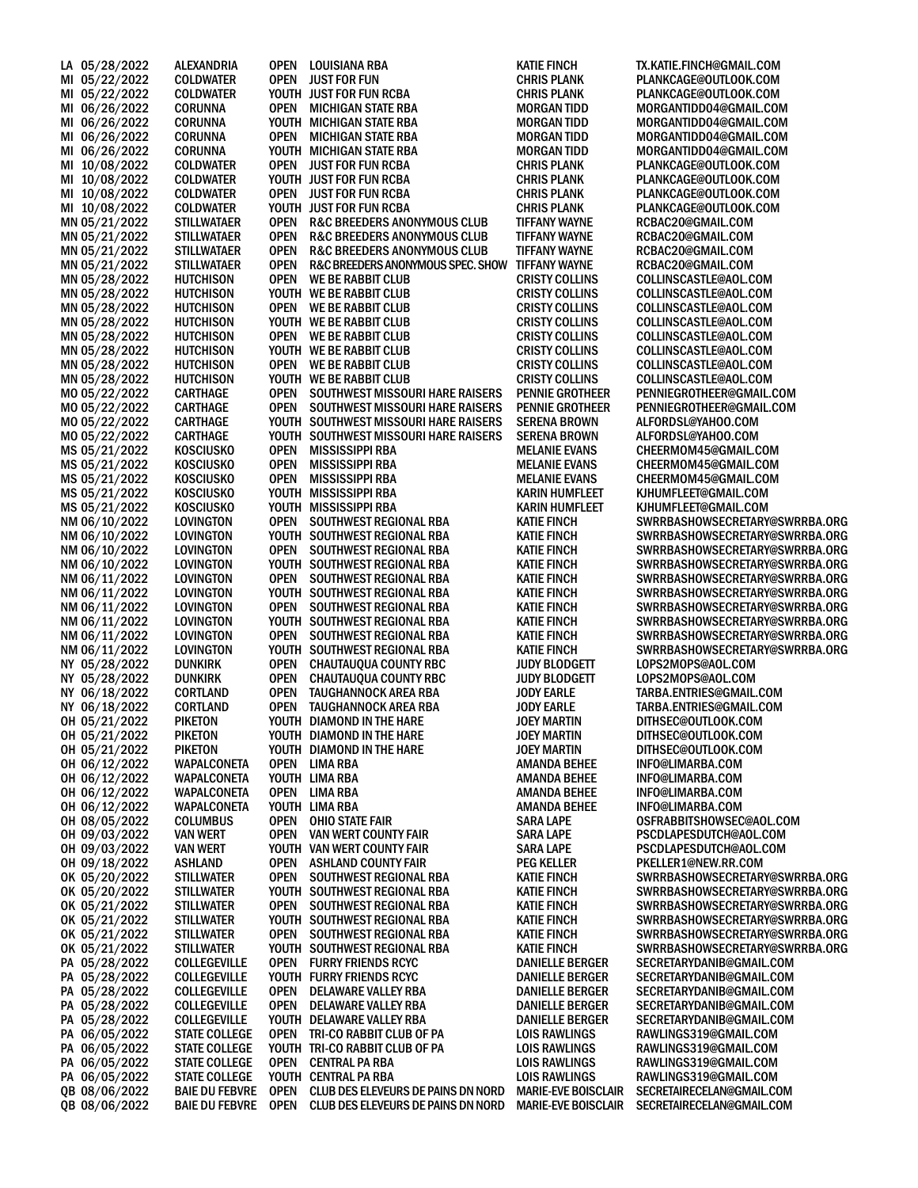| | | | | | | |
|---|---|---|---|---|---|---|
| LA | 05/28/2022 | ALEXANDRIA | OPEN | LOUISIANA RBA | KATIE FINCH | TX.KATIE.FINCH@GMAIL.COM |
| MI | 05/22/2022 | COLDWATER | OPEN | JUST FOR FUN | CHRIS PLANK | PLANKCAGE@OUTLOOK.COM |
| MI | 05/22/2022 | COLDWATER | YOUTH | JUST FOR FUN RCBA | CHRIS PLANK | PLANKCAGE@OUTLOOK.COM |
| MI | 06/26/2022 | CORUNNA | OPEN | MICHIGAN STATE RBA | MORGAN TIDD | MORGANTIDD04@GMAIL.COM |
| MI | 06/26/2022 | CORUNNA | YOUTH | MICHIGAN STATE RBA | MORGAN TIDD | MORGANTIDD04@GMAIL.COM |
| MI | 06/26/2022 | CORUNNA | OPEN | MICHIGAN STATE RBA | MORGAN TIDD | MORGANTIDD04@GMAIL.COM |
| MI | 06/26/2022 | CORUNNA | YOUTH | MICHIGAN STATE RBA | MORGAN TIDD | MORGANTIDD04@GMAIL.COM |
| MI | 10/08/2022 | COLDWATER | OPEN | JUST FOR FUN RCBA | CHRIS PLANK | PLANKCAGE@OUTLOOK.COM |
| MI | 10/08/2022 | COLDWATER | YOUTH | JUST FOR FUN RCBA | CHRIS PLANK | PLANKCAGE@OUTLOOK.COM |
| MI | 10/08/2022 | COLDWATER | OPEN | JUST FOR FUN RCBA | CHRIS PLANK | PLANKCAGE@OUTLOOK.COM |
| MI | 10/08/2022 | COLDWATER | YOUTH | JUST FOR FUN RCBA | CHRIS PLANK | PLANKCAGE@OUTLOOK.COM |
| MN | 05/21/2022 | STILLWATAER | OPEN | R&C BREEDERS ANONYMOUS CLUB | TIFFANY WAYNE | RCBAC20@GMAIL.COM |
| MN | 05/21/2022 | STILLWATAER | OPEN | R&C BREEDERS ANONYMOUS CLUB | TIFFANY WAYNE | RCBAC20@GMAIL.COM |
| MN | 05/21/2022 | STILLWATAER | OPEN | R&C BREEDERS ANONYMOUS CLUB | TIFFANY WAYNE | RCBAC20@GMAIL.COM |
| MN | 05/21/2022 | STILLWATAER | OPEN | R&C BREEDERS ANONYMOUS SPEC. SHOW | TIFFANY WAYNE | RCBAC20@GMAIL.COM |
| MN | 05/28/2022 | HUTCHISON | OPEN | WE BE RABBIT CLUB | CRISTY COLLINS | COLLINSCASTLE@AOL.COM |
| MN | 05/28/2022 | HUTCHISON | YOUTH | WE BE RABBIT CLUB | CRISTY COLLINS | COLLINSCASTLE@AOL.COM |
| MN | 05/28/2022 | HUTCHISON | OPEN | WE BE RABBIT CLUB | CRISTY COLLINS | COLLINSCASTLE@AOL.COM |
| MN | 05/28/2022 | HUTCHISON | YOUTH | WE BE RABBIT CLUB | CRISTY COLLINS | COLLINSCASTLE@AOL.COM |
| MN | 05/28/2022 | HUTCHISON | OPEN | WE BE RABBIT CLUB | CRISTY COLLINS | COLLINSCASTLE@AOL.COM |
| MN | 05/28/2022 | HUTCHISON | YOUTH | WE BE RABBIT CLUB | CRISTY COLLINS | COLLINSCASTLE@AOL.COM |
| MN | 05/28/2022 | HUTCHISON | OPEN | WE BE RABBIT CLUB | CRISTY COLLINS | COLLINSCASTLE@AOL.COM |
| MN | 05/28/2022 | HUTCHISON | YOUTH | WE BE RABBIT CLUB | CRISTY COLLINS | COLLINSCASTLE@AOL.COM |
| MO | 05/22/2022 | CARTHAGE | OPEN | SOUTHWEST MISSOURI HARE RAISERS | PENNIE GROTHEER | PENNIEGROTHEER@GMAIL.COM |
| MO | 05/22/2022 | CARTHAGE | OPEN | SOUTHWEST MISSOURI HARE RAISERS | PENNIE GROTHEER | PENNIEGROTHEER@GMAIL.COM |
| MO | 05/22/2022 | CARTHAGE | YOUTH | SOUTHWEST MISSOURI HARE RAISERS | SERENA BROWN | ALFORDSL@YAHOO.COM |
| MO | 05/22/2022 | CARTHAGE | YOUTH | SOUTHWEST MISSOURI HARE RAISERS | SERENA BROWN | ALFORDSL@YAHOO.COM |
| MS | 05/21/2022 | KOSCIUSKO | OPEN | MISSISSIPPI RBA | MELANIE EVANS | CHEERMOM45@GMAIL.COM |
| MS | 05/21/2022 | KOSCIUSKO | OPEN | MISSISSIPPI RBA | MELANIE EVANS | CHEERMOM45@GMAIL.COM |
| MS | 05/21/2022 | KOSCIUSKO | OPEN | MISSISSIPPI RBA | MELANIE EVANS | CHEERMOM45@GMAIL.COM |
| MS | 05/21/2022 | KOSCIUSKO | YOUTH | MISSISSIPPI RBA | KARIN HUMFLEET | KJHUMFLEET@GMAIL.COM |
| MS | 05/21/2022 | KOSCIUSKO | YOUTH | MISSISSIPPI RBA | KARIN HUMFLEET | KJHUMFLEET@GMAIL.COM |
| NM | 06/10/2022 | LOVINGTON | OPEN | SOUTHWEST REGIONAL RBA | KATIE FINCH | SWRRBASHOWSECRETARY@SWRRBA.ORG |
| NM | 06/10/2022 | LOVINGTON | YOUTH | SOUTHWEST REGIONAL RBA | KATIE FINCH | SWRRBASHOWSECRETARY@SWRRBA.ORG |
| NM | 06/10/2022 | LOVINGTON | OPEN | SOUTHWEST REGIONAL RBA | KATIE FINCH | SWRRBASHOWSECRETARY@SWRRBA.ORG |
| NM | 06/10/2022 | LOVINGTON | YOUTH | SOUTHWEST REGIONAL RBA | KATIE FINCH | SWRRBASHOWSECRETARY@SWRRBA.ORG |
| NM | 06/11/2022 | LOVINGTON | OPEN | SOUTHWEST REGIONAL RBA | KATIE FINCH | SWRRBASHOWSECRETARY@SWRRBA.ORG |
| NM | 06/11/2022 | LOVINGTON | YOUTH | SOUTHWEST REGIONAL RBA | KATIE FINCH | SWRRBASHOWSECRETARY@SWRRBA.ORG |
| NM | 06/11/2022 | LOVINGTON | OPEN | SOUTHWEST REGIONAL RBA | KATIE FINCH | SWRRBASHOWSECRETARY@SWRRBA.ORG |
| NM | 06/11/2022 | LOVINGTON | YOUTH | SOUTHWEST REGIONAL RBA | KATIE FINCH | SWRRBASHOWSECRETARY@SWRRBA.ORG |
| NM | 06/11/2022 | LOVINGTON | OPEN | SOUTHWEST REGIONAL RBA | KATIE FINCH | SWRRBASHOWSECRETARY@SWRRBA.ORG |
| NM | 06/11/2022 | LOVINGTON | YOUTH | SOUTHWEST REGIONAL RBA | KATIE FINCH | SWRRBASHOWSECRETARY@SWRRBA.ORG |
| NY | 05/28/2022 | DUNKIRK | OPEN | CHAUTAUQUA COUNTY RBC | JUDY BLODGETT | LOPS2MOPS@AOL.COM |
| NY | 05/28/2022 | DUNKIRK | OPEN | CHAUTAUQUA COUNTY RBC | JUDY BLODGETT | LOPS2MOPS@AOL.COM |
| NY | 06/18/2022 | CORTLAND | OPEN | TAUGHANNOCK AREA RBA | JODY EARLE | TARBA.ENTRIES@GMAIL.COM |
| NY | 06/18/2022 | CORTLAND | OPEN | TAUGHANNOCK AREA RBA | JODY EARLE | TARBA.ENTRIES@GMAIL.COM |
| OH | 05/21/2022 | PIKETON | YOUTH | DIAMOND IN THE HARE | JOEY MARTIN | DITHSEC@OUTLOOK.COM |
| OH | 05/21/2022 | PIKETON | YOUTH | DIAMOND IN THE HARE | JOEY MARTIN | DITHSEC@OUTLOOK.COM |
| OH | 05/21/2022 | PIKETON | YOUTH | DIAMOND IN THE HARE | JOEY MARTIN | DITHSEC@OUTLOOK.COM |
| OH | 06/12/2022 | WAPALCONETA | OPEN | LIMA RBA | AMANDA BEHEE | INFO@LIMARBA.COM |
| OH | 06/12/2022 | WAPALCONETA | YOUTH | LIMA RBA | AMANDA BEHEE | INFO@LIMARBA.COM |
| OH | 06/12/2022 | WAPALCONETA | OPEN | LIMA RBA | AMANDA BEHEE | INFO@LIMARBA.COM |
| OH | 06/12/2022 | WAPALCONETA | YOUTH | LIMA RBA | AMANDA BEHEE | INFO@LIMARBA.COM |
| OH | 08/05/2022 | COLUMBUS | OPEN | OHIO STATE FAIR | SARA LAPE | OSFRABBITSHOWSEC@AOL.COM |
| OH | 09/03/2022 | VAN WERT | OPEN | VAN WERT COUNTY FAIR | SARA LAPE | PSCDLAPESDUTCH@AOL.COM |
| OH | 09/03/2022 | VAN WERT | YOUTH | VAN WERT COUNTY FAIR | SARA LAPE | PSCDLAPESDUTCH@AOL.COM |
| OH | 09/18/2022 | ASHLAND | OPEN | ASHLAND COUNTY FAIR | PEG KELLER | PKELLER1@NEW.RR.COM |
| OK | 05/20/2022 | STILLWATER | OPEN | SOUTHWEST REGIONAL RBA | KATIE FINCH | SWRRBASHOWSECRETARY@SWRRBA.ORG |
| OK | 05/20/2022 | STILLWATER | YOUTH | SOUTHWEST REGIONAL RBA | KATIE FINCH | SWRRBASHOWSECRETARY@SWRRBA.ORG |
| OK | 05/21/2022 | STILLWATER | OPEN | SOUTHWEST REGIONAL RBA | KATIE FINCH | SWRRBASHOWSECRETARY@SWRRBA.ORG |
| OK | 05/21/2022 | STILLWATER | YOUTH | SOUTHWEST REGIONAL RBA | KATIE FINCH | SWRRBASHOWSECRETARY@SWRRBA.ORG |
| OK | 05/21/2022 | STILLWATER | OPEN | SOUTHWEST REGIONAL RBA | KATIE FINCH | SWRRBASHOWSECRETARY@SWRRBA.ORG |
| OK | 05/21/2022 | STILLWATER | YOUTH | SOUTHWEST REGIONAL RBA | KATIE FINCH | SWRRBASHOWSECRETARY@SWRRBA.ORG |
| PA | 05/28/2022 | COLLEGEVILLE | OPEN | FURRY FRIENDS RCYC | DANIELLE BERGER | SECRETARYDANIB@GMAIL.COM |
| PA | 05/28/2022 | COLLEGEVILLE | YOUTH | FURRY FRIENDS RCYC | DANIELLE BERGER | SECRETARYDANIB@GMAIL.COM |
| PA | 05/28/2022 | COLLEGEVILLE | OPEN | DELAWARE VALLEY RBA | DANIELLE BERGER | SECRETARYDANIB@GMAIL.COM |
| PA | 05/28/2022 | COLLEGEVILLE | OPEN | DELAWARE VALLEY RBA | DANIELLE BERGER | SECRETARYDANIB@GMAIL.COM |
| PA | 05/28/2022 | COLLEGEVILLE | YOUTH | DELAWARE VALLEY RBA | DANIELLE BERGER | SECRETARYDANIB@GMAIL.COM |
| PA | 06/05/2022 | STATE COLLEGE | OPEN | TRI-CO RABBIT CLUB OF PA | LOIS RAWLINGS | RAWLINGS319@GMAIL.COM |
| PA | 06/05/2022 | STATE COLLEGE | YOUTH | TRI-CO RABBIT CLUB OF PA | LOIS RAWLINGS | RAWLINGS319@GMAIL.COM |
| PA | 06/05/2022 | STATE COLLEGE | OPEN | CENTRAL PA RBA | LOIS RAWLINGS | RAWLINGS319@GMAIL.COM |
| PA | 06/05/2022 | STATE COLLEGE | YOUTH | CENTRAL PA RBA | LOIS RAWLINGS | RAWLINGS319@GMAIL.COM |
| QB | 08/06/2022 | BAIE DU FEBVRE | OPEN | CLUB DES ELEVEURS DE PAINS DN NORD | MARIE-EVE BOISCLAIR | SECRETAIRECELAN@GMAIL.COM |
| QB | 08/06/2022 | BAIE DU FEBVRE | OPEN | CLUB DES ELEVEURS DE PAINS DN NORD | MARIE-EVE BOISCLAIR | SECRETAIRECELAN@GMAIL.COM |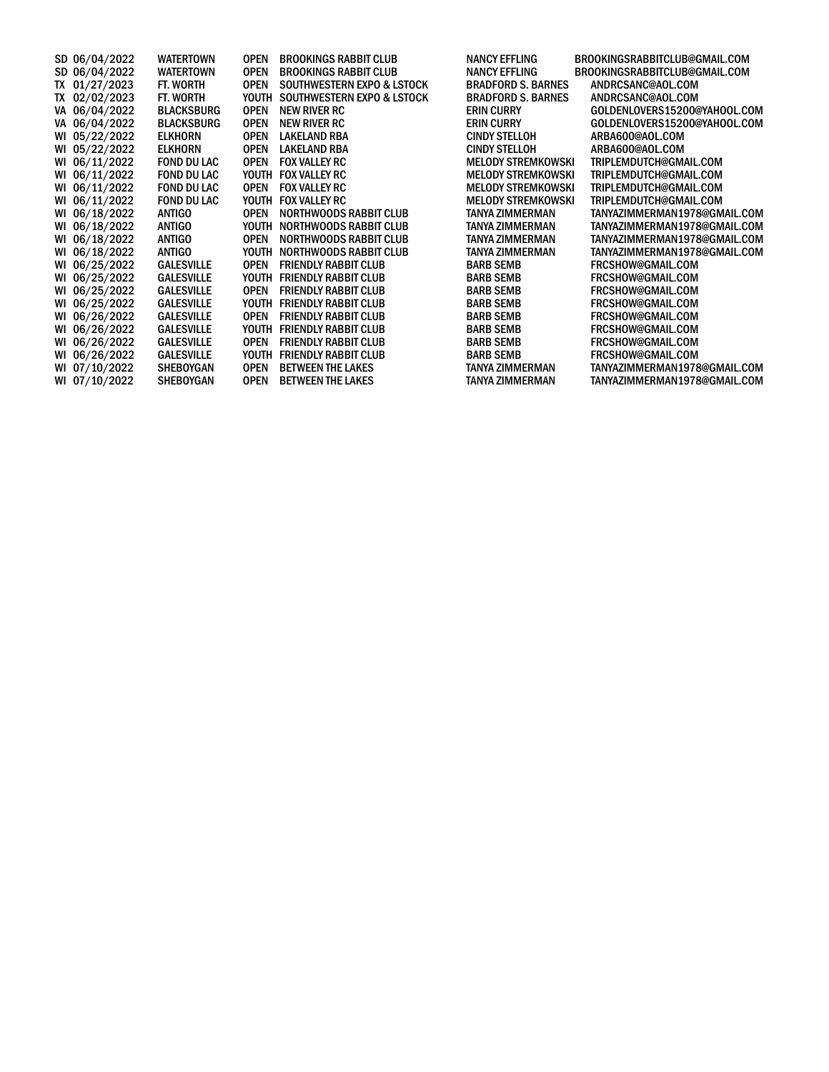| | | | | | | |
|---|---|---|---|---|---|---|
| SD | 06/04/2022 | WATERTOWN | OPEN | BROOKINGS RABBIT CLUB | NANCY EFFLING | BROOKINGSRABBITCLUB@GMAIL.COM |
| SD | 06/04/2022 | WATERTOWN | OPEN | BROOKINGS RABBIT CLUB | NANCY EFFLING | BROOKINGSRABBITCLUB@GMAIL.COM |
| TX | 01/27/2023 | FT. WORTH | OPEN | SOUTHWESTERN EXPO & LSTOCK | BRADFORD S. BARNES | ANDRCSANC@AOL.COM |
| TX | 02/02/2023 | FT. WORTH | YOUTH | SOUTHWESTERN EXPO & LSTOCK | BRADFORD S. BARNES | ANDRCSANC@AOL.COM |
| VA | 06/04/2022 | BLACKSBURG | OPEN | NEW RIVER RC | ERIN CURRY | GOLDENLOVERS15200@YAHOOL.COM |
| VA | 06/04/2022 | BLACKSBURG | OPEN | NEW RIVER RC | ERIN CURRY | GOLDENLOVERS15200@YAHOOL.COM |
| WI | 05/22/2022 | ELKHORN | OPEN | LAKELAND RBA | CINDY STELLOH | ARBA600@AOL.COM |
| WI | 05/22/2022 | ELKHORN | OPEN | LAKELAND RBA | CINDY STELLOH | ARBA600@AOL.COM |
| WI | 06/11/2022 | FOND DU LAC | OPEN | FOX VALLEY RC | MELODY STREMKOWSKI | TRIPLEMDUTCH@GMAIL.COM |
| WI | 06/11/2022 | FOND DU LAC | YOUTH | FOX VALLEY RC | MELODY STREMKOWSKI | TRIPLEMDUTCH@GMAIL.COM |
| WI | 06/11/2022 | FOND DU LAC | OPEN | FOX VALLEY RC | MELODY STREMKOWSKI | TRIPLEMDUTCH@GMAIL.COM |
| WI | 06/11/2022 | FOND DU LAC | YOUTH | FOX VALLEY RC | MELODY STREMKOWSKI | TRIPLEMDUTCH@GMAIL.COM |
| WI | 06/18/2022 | ANTIGO | OPEN | NORTHWOODS RABBIT CLUB | TANYA ZIMMERMAN | TANYAZIMMERMAN1978@GMAIL.COM |
| WI | 06/18/2022 | ANTIGO | YOUTH | NORTHWOODS RABBIT CLUB | TANYA ZIMMERMAN | TANYAZIMMERMAN1978@GMAIL.COM |
| WI | 06/18/2022 | ANTIGO | OPEN | NORTHWOODS RABBIT CLUB | TANYA ZIMMERMAN | TANYAZIMMERMAN1978@GMAIL.COM |
| WI | 06/18/2022 | ANTIGO | YOUTH | NORTHWOODS RABBIT CLUB | TANYA ZIMMERMAN | TANYAZIMMERMAN1978@GMAIL.COM |
| WI | 06/25/2022 | GALESVILLE | OPEN | FRIENDLY RABBIT CLUB | BARB SEMB | FRCSHOW@GMAIL.COM |
| WI | 06/25/2022 | GALESVILLE | YOUTH | FRIENDLY RABBIT CLUB | BARB SEMB | FRCSHOW@GMAIL.COM |
| WI | 06/25/2022 | GALESVILLE | OPEN | FRIENDLY RABBIT CLUB | BARB SEMB | FRCSHOW@GMAIL.COM |
| WI | 06/25/2022 | GALESVILLE | YOUTH | FRIENDLY RABBIT CLUB | BARB SEMB | FRCSHOW@GMAIL.COM |
| WI | 06/26/2022 | GALESVILLE | OPEN | FRIENDLY RABBIT CLUB | BARB SEMB | FRCSHOW@GMAIL.COM |
| WI | 06/26/2022 | GALESVILLE | YOUTH | FRIENDLY RABBIT CLUB | BARB SEMB | FRCSHOW@GMAIL.COM |
| WI | 06/26/2022 | GALESVILLE | OPEN | FRIENDLY RABBIT CLUB | BARB SEMB | FRCSHOW@GMAIL.COM |
| WI | 06/26/2022 | GALESVILLE | YOUTH | FRIENDLY RABBIT CLUB | BARB SEMB | FRCSHOW@GMAIL.COM |
| WI | 07/10/2022 | SHEBOYGAN | OPEN | BETWEEN THE LAKES | TANYA ZIMMERMAN | TANYAZIMMERMAN1978@GMAIL.COM |
| WI | 07/10/2022 | SHEBOYGAN | OPEN | BETWEEN THE LAKES | TANYA ZIMMERMAN | TANYAZIMMERMAN1978@GMAIL.COM |